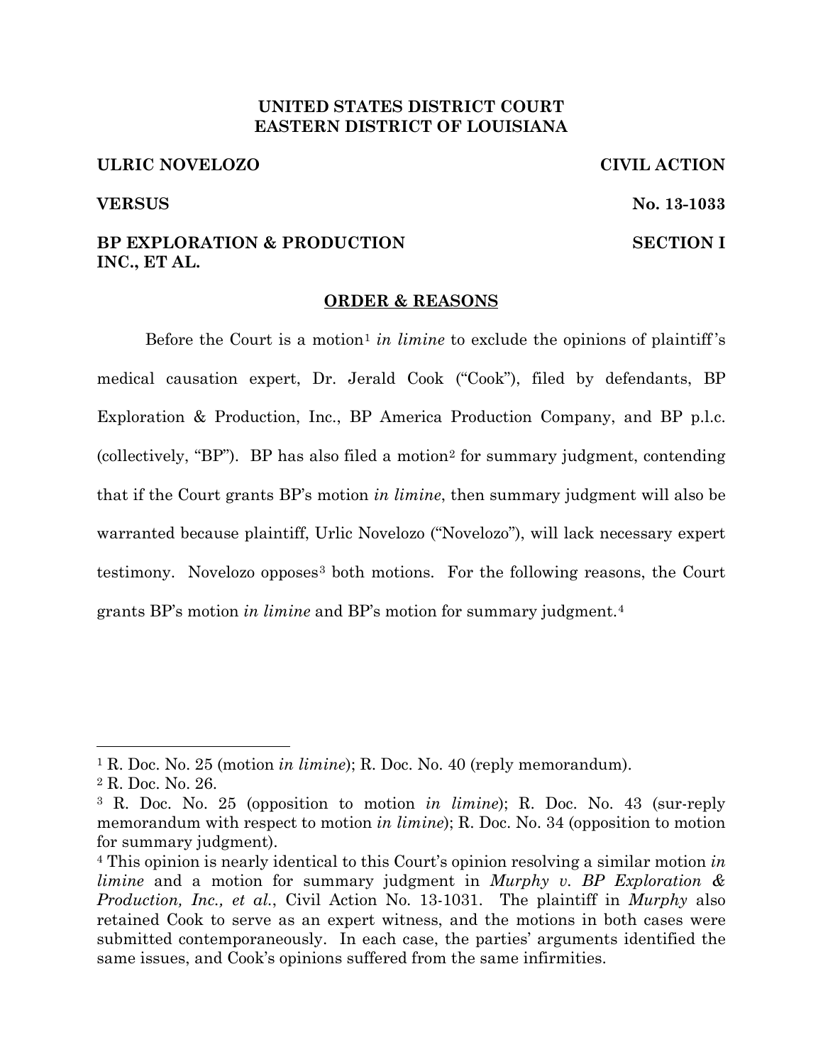**UNITED STATES DISTRICT COURT**
**EASTERN DISTRICT OF LOUISIANA**

**ULRIC NOVELOZO** **CIVIL ACTION**

**VERSUS** **No. 13-1033**

**BP EXPLORATION & PRODUCTION INC., ET AL.** **SECTION I**

**ORDER & REASONS**

Before the Court is a motion[1] *in limine* to exclude the opinions of plaintiff's medical causation expert, Dr. Jerald Cook ("Cook"), filed by defendants, BP Exploration & Production, Inc., BP America Production Company, and BP p.l.c. (collectively, "BP"). BP has also filed a motion[2] for summary judgment, contending that if the Court grants BP's motion *in limine*, then summary judgment will also be warranted because plaintiff, Urlic Novelozo ("Novelozo"), will lack necessary expert testimony. Novelozo opposes[3] both motions. For the following reasons, the Court grants BP's motion *in limine* and BP's motion for summary judgment.[4]

---

[1] R. Doc. No. 25 (motion *in limine*); R. Doc. No. 40 (reply memorandum).

[2] R. Doc. No. 26.

[3] R. Doc. No. 25 (opposition to motion *in limine*); R. Doc. No. 43 (sur-reply memorandum with respect to motion *in limine*); R. Doc. No. 34 (opposition to motion for summary judgment).

[4] This opinion is nearly identical to this Court's opinion resolving a similar motion *in limine* and a motion for summary judgment in *Murphy v. BP Exploration & Production, Inc., et al.*, Civil Action No. 13-1031. The plaintiff in *Murphy* also retained Cook to serve as an expert witness, and the motions in both cases were submitted contemporaneously. In each case, the parties' arguments identified the same issues, and Cook's opinions suffered from the same infirmities.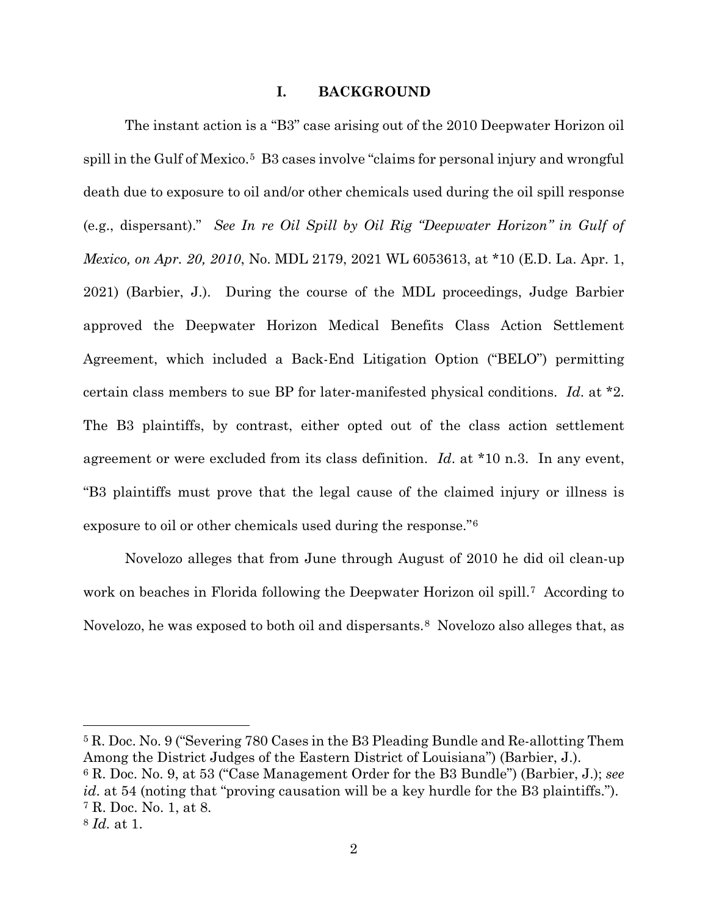## I. BACKGROUND

The instant action is a "B3" case arising out of the 2010 Deepwater Horizon oil spill in the Gulf of Mexico.[5] B3 cases involve "claims for personal injury and wrongful death due to exposure to oil and/or other chemicals used during the oil spill response (e.g., dispersant)." *See In re Oil Spill by Oil Rig "Deepwater Horizon" in Gulf of Mexico, on Apr. 20, 2010*, No. MDL 2179, 2021 WL 6053613, at *10 (E.D. La. Apr. 1, 2021) (Barbier, J.). During the course of the MDL proceedings, Judge Barbier approved the Deepwater Horizon Medical Benefits Class Action Settlement Agreement, which included a Back-End Litigation Option ("BELO") permitting certain class members to sue BP for later-manifested physical conditions. *Id*. at *2. The B3 plaintiffs, by contrast, either opted out of the class action settlement agreement or were excluded from its class definition. *Id*. at *10 n.3. In any event, "B3 plaintiffs must prove that the legal cause of the claimed injury or illness is exposure to oil or other chemicals used during the response."[6]

Novelozo alleges that from June through August of 2010 he did oil clean-up work on beaches in Florida following the Deepwater Horizon oil spill.[7] According to Novelozo, he was exposed to both oil and dispersants.[8] Novelozo also alleges that, as

---

[5] R. Doc. No. 9 ("Severing 780 Cases in the B3 Pleading Bundle and Re-allotting Them Among the District Judges of the Eastern District of Louisiana") (Barbier, J.).

[6] R. Doc. No. 9, at 53 ("Case Management Order for the B3 Bundle") (Barbier, J.); *see id*. at 54 (noting that "proving causation will be a key hurdle for the B3 plaintiffs.").

[7] R. Doc. No. 1, at 8.

[8] *Id.* at 1.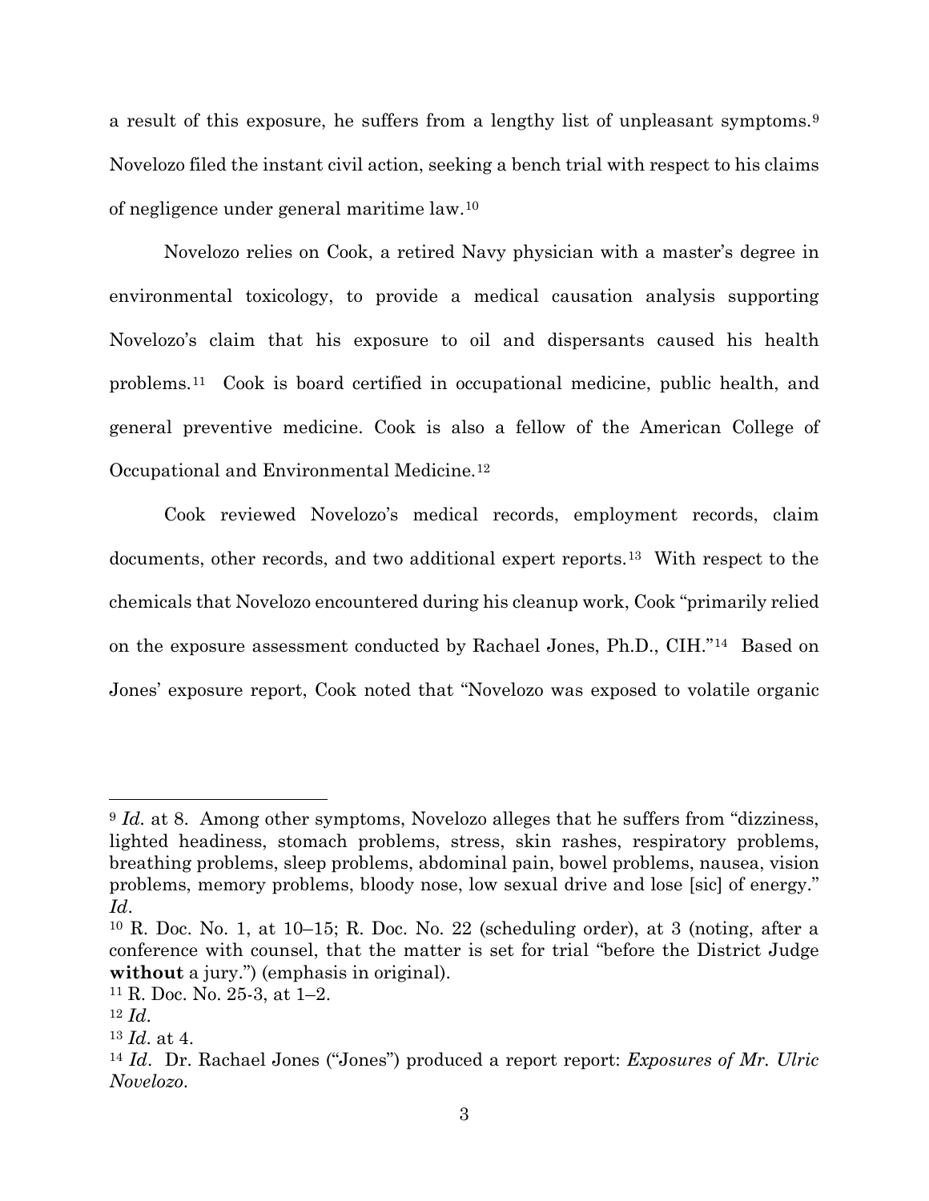a result of this exposure, he suffers from a lengthy list of unpleasant symptoms.[9] Novelozo filed the instant civil action, seeking a bench trial with respect to his claims of negligence under general maritime law.[10]

Novelozo relies on Cook, a retired Navy physician with a master's degree in environmental toxicology, to provide a medical causation analysis supporting Novelozo's claim that his exposure to oil and dispersants caused his health problems.[11] Cook is board certified in occupational medicine, public health, and general preventive medicine. Cook is also a fellow of the American College of Occupational and Environmental Medicine.[12]

Cook reviewed Novelozo's medical records, employment records, claim documents, other records, and two additional expert reports.[13] With respect to the chemicals that Novelozo encountered during his cleanup work, Cook "primarily relied on the exposure assessment conducted by Rachael Jones, Ph.D., CIH."[14] Based on Jones' exposure report, Cook noted that "Novelozo was exposed to volatile organic

---

[9] *Id.* at 8. Among other symptoms, Novelozo alleges that he suffers from "dizziness, lighted headiness, stomach problems, stress, skin rashes, respiratory problems, breathing problems, sleep problems, abdominal pain, bowel problems, nausea, vision problems, memory problems, bloody nose, low sexual drive and lose [sic] of energy." *Id*.

[10] R. Doc. No. 1, at 10–15; R. Doc. No. 22 (scheduling order), at 3 (noting, after a conference with counsel, that the matter is set for trial "before the District Judge **without** a jury.") (emphasis in original).

[11] R. Doc. No. 25-3, at 1–2.

[12] *Id*.

[13] *Id*. at 4.

[14] *Id*. Dr. Rachael Jones ("Jones") produced a report report: *Exposures of Mr. Ulric Novelozo*.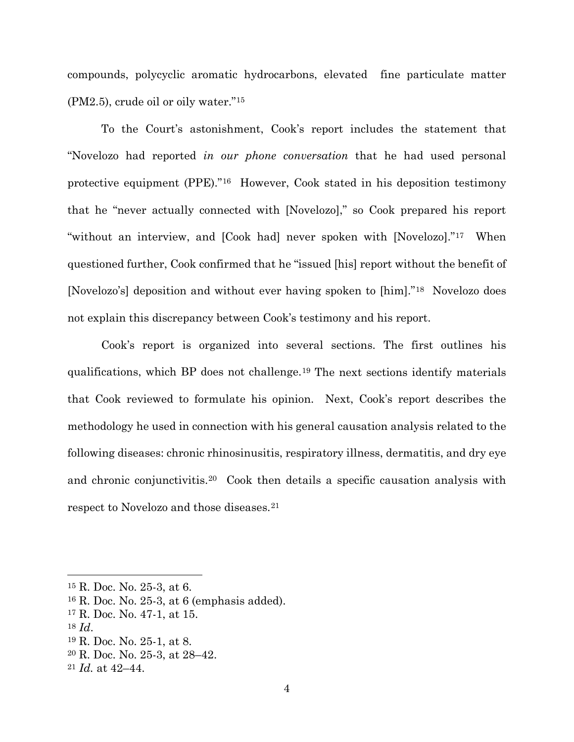compounds, polycyclic aromatic hydrocarbons, elevated fine particulate matter (PM2.5), crude oil or oily water."[15]

To the Court's astonishment, Cook's report includes the statement that "Novelozo had reported *in our phone conversation* that he had used personal protective equipment (PPE)."[16] However, Cook stated in his deposition testimony that he "never actually connected with [Novelozo]," so Cook prepared his report "without an interview, and [Cook had] never spoken with [Novelozo]."[17] When questioned further, Cook confirmed that he "issued [his] report without the benefit of [Novelozo's] deposition and without ever having spoken to [him]."[18] Novelozo does not explain this discrepancy between Cook's testimony and his report.

Cook's report is organized into several sections. The first outlines his qualifications, which BP does not challenge.[19] The next sections identify materials that Cook reviewed to formulate his opinion. Next, Cook's report describes the methodology he used in connection with his general causation analysis related to the following diseases: chronic rhinosinusitis, respiratory illness, dermatitis, and dry eye and chronic conjunctivitis.[20] Cook then details a specific causation analysis with respect to Novelozo and those diseases.[21]

---

[15] R. Doc. No. 25-3, at 6.

[16] R. Doc. No. 25-3, at 6 (emphasis added).

[17] R. Doc. No. 47-1, at 15.

[18] *Id*.

[19] R. Doc. No. 25-1, at 8.

[20] R. Doc. No. 25-3, at 28–42.

[21] *Id.* at 42–44.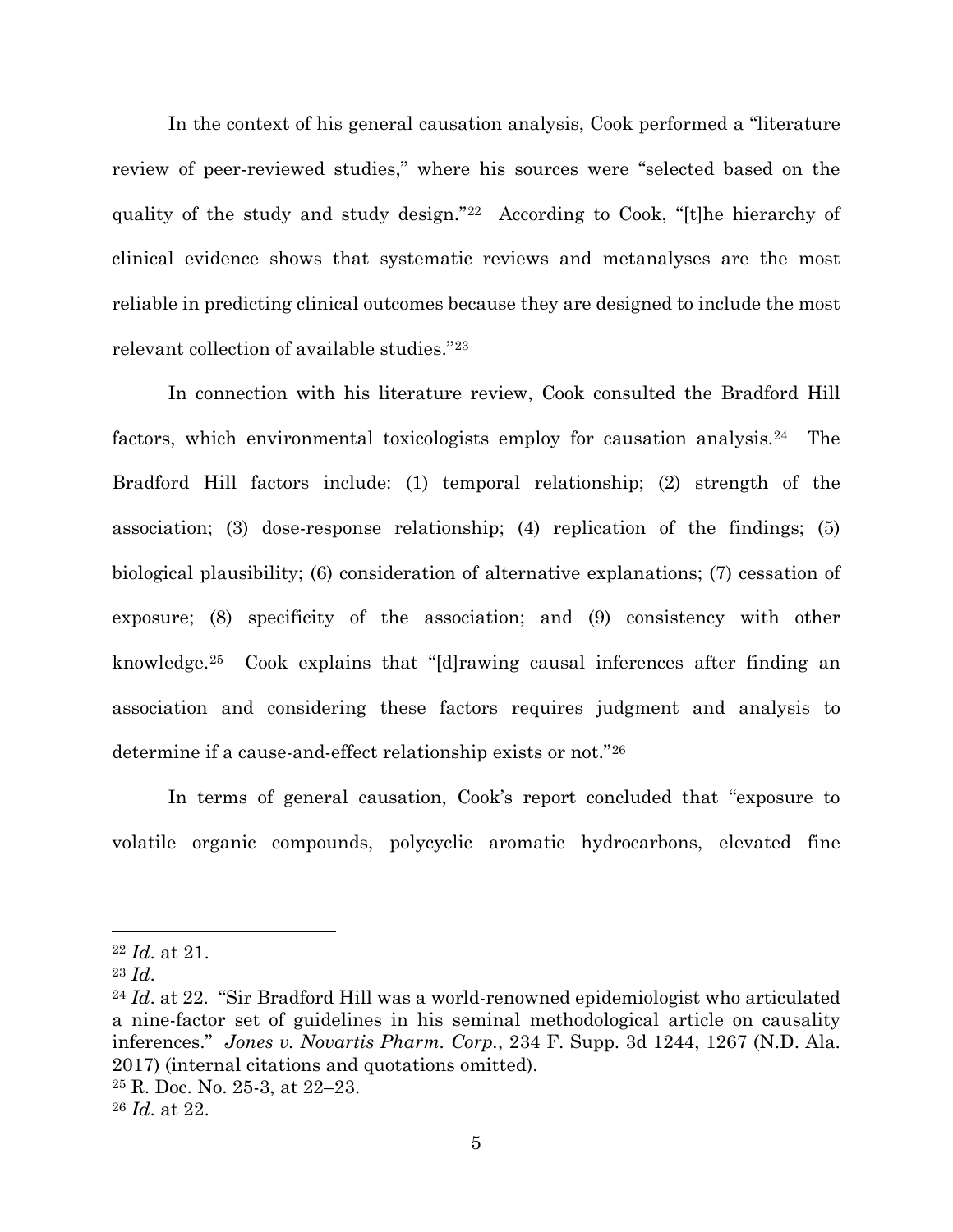In the context of his general causation analysis, Cook performed a "literature review of peer-reviewed studies," where his sources were "selected based on the quality of the study and study design."[22] According to Cook, "[t]he hierarchy of clinical evidence shows that systematic reviews and metanalyses are the most reliable in predicting clinical outcomes because they are designed to include the most relevant collection of available studies."[23]

In connection with his literature review, Cook consulted the Bradford Hill factors, which environmental toxicologists employ for causation analysis.[24] The Bradford Hill factors include: (1) temporal relationship; (2) strength of the association; (3) dose-response relationship; (4) replication of the findings; (5) biological plausibility; (6) consideration of alternative explanations; (7) cessation of exposure; (8) specificity of the association; and (9) consistency with other knowledge.[25] Cook explains that "[d]rawing causal inferences after finding an association and considering these factors requires judgment and analysis to determine if a cause-and-effect relationship exists or not."[26]

In terms of general causation, Cook's report concluded that "exposure to volatile organic compounds, polycyclic aromatic hydrocarbons, elevated fine

---

[22] *Id*. at 21.

[23] *Id*.

[24] *Id*. at 22. "Sir Bradford Hill was a world-renowned epidemiologist who articulated a nine-factor set of guidelines in his seminal methodological article on causality inferences." *Jones v. Novartis Pharm. Corp.*, 234 F. Supp. 3d 1244, 1267 (N.D. Ala. 2017) (internal citations and quotations omitted).

[25] R. Doc. No. 25-3, at 22–23.

[26] *Id*. at 22.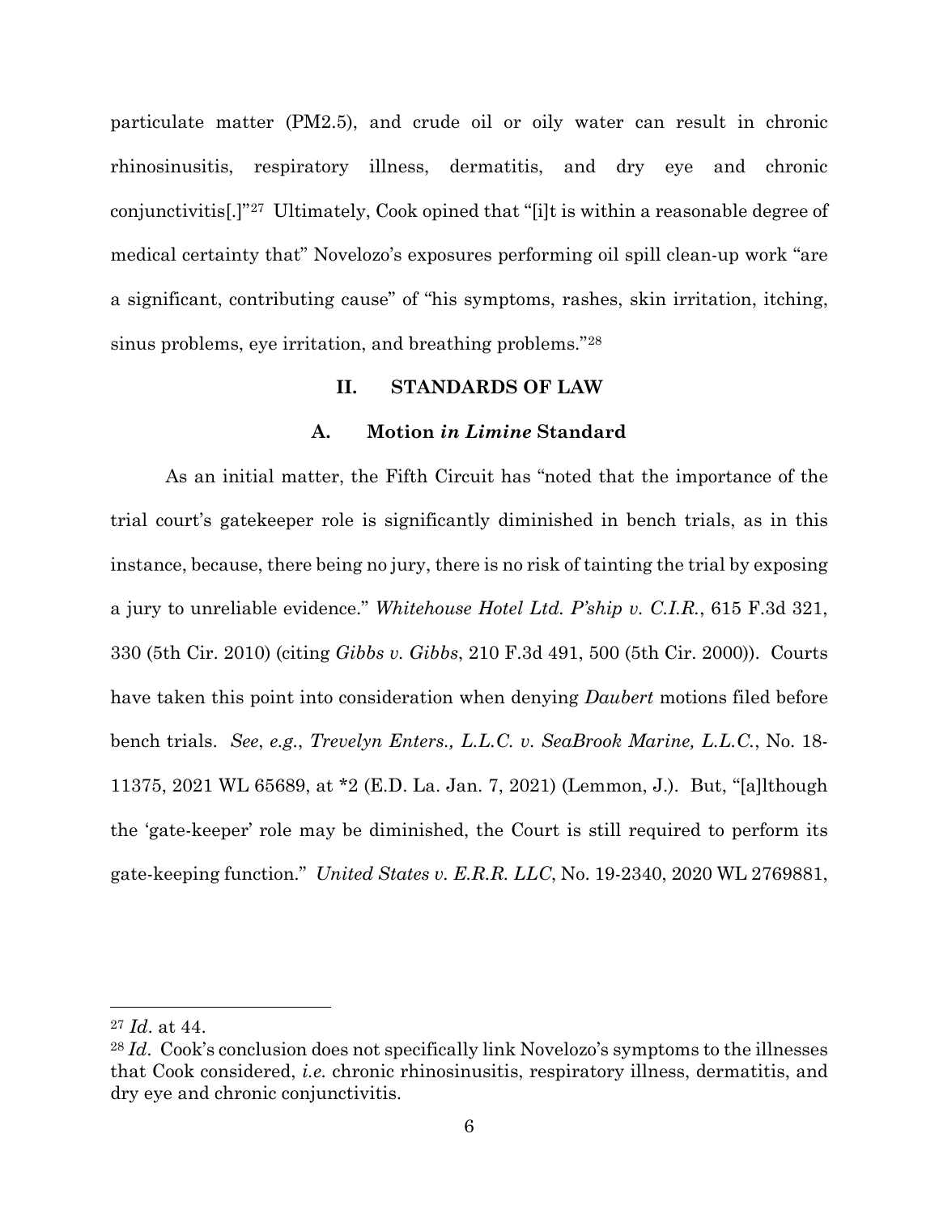particulate matter (PM2.5), and crude oil or oily water can result in chronic rhinosinusitis, respiratory illness, dermatitis, and dry eye and chronic conjunctivitis[.]"[27] Ultimately, Cook opined that "[i]t is within a reasonable degree of medical certainty that" Novelozo's exposures performing oil spill clean-up work "are a significant, contributing cause" of "his symptoms, rashes, skin irritation, itching, sinus problems, eye irritation, and breathing problems."[28]

## II. STANDARDS OF LAW

### A. Motion *in Limine* Standard

As an initial matter, the Fifth Circuit has "noted that the importance of the trial court's gatekeeper role is significantly diminished in bench trials, as in this instance, because, there being no jury, there is no risk of tainting the trial by exposing a jury to unreliable evidence." *Whitehouse Hotel Ltd. P'ship v. C.I.R.*, 615 F.3d 321, 330 (5th Cir. 2010) (citing *Gibbs v. Gibbs*, 210 F.3d 491, 500 (5th Cir. 2000)). Courts have taken this point into consideration when denying *Daubert* motions filed before bench trials. *See*, *e.g.*, *Trevelyn Enters., L.L.C. v. SeaBrook Marine, L.L.C.*, No. 18-11375, 2021 WL 65689, at *2 (E.D. La. Jan. 7, 2021) (Lemmon, J.). But, "[a]lthough the 'gate-keeper' role may be diminished, the Court is still required to perform its gate-keeping function." *United States v. E.R.R. LLC*, No. 19-2340, 2020 WL 2769881,

---

[27] *Id*. at 44.

[28] *Id*. Cook's conclusion does not specifically link Novelozo's symptoms to the illnesses that Cook considered, *i.e.* chronic rhinosinusitis, respiratory illness, dermatitis, and dry eye and chronic conjunctivitis.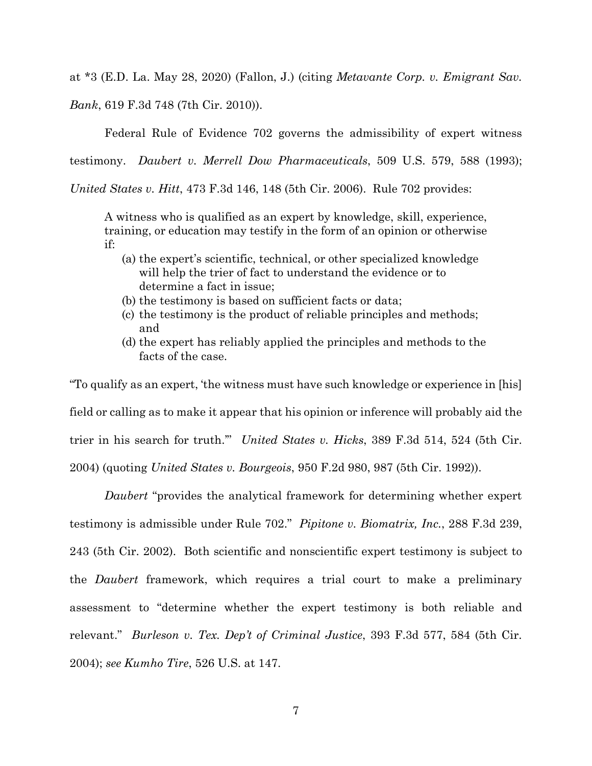at *3 (E.D. La. May 28, 2020) (Fallon, J.) (citing *Metavante Corp. v. Emigrant Sav. Bank*, 619 F.3d 748 (7th Cir. 2010)).

Federal Rule of Evidence 702 governs the admissibility of expert witness testimony. *Daubert v. Merrell Dow Pharmaceuticals*, 509 U.S. 579, 588 (1993); *United States v. Hitt*, 473 F.3d 146, 148 (5th Cir. 2006). Rule 702 provides:

> A witness who is qualified as an expert by knowledge, skill, experience, training, or education may testify in the form of an opinion or otherwise if:
>
> (a) the expert's scientific, technical, or other specialized knowledge will help the trier of fact to understand the evidence or to determine a fact in issue;
> (b) the testimony is based on sufficient facts or data;
> (c) the testimony is the product of reliable principles and methods; and
> (d) the expert has reliably applied the principles and methods to the facts of the case.

"To qualify as an expert, 'the witness must have such knowledge or experience in [his] field or calling as to make it appear that his opinion or inference will probably aid the trier in his search for truth.'" *United States v. Hicks*, 389 F.3d 514, 524 (5th Cir. 2004) (quoting *United States v. Bourgeois*, 950 F.2d 980, 987 (5th Cir. 1992)).

*Daubert* "provides the analytical framework for determining whether expert testimony is admissible under Rule 702." *Pipitone v. Biomatrix, Inc.*, 288 F.3d 239, 243 (5th Cir. 2002). Both scientific and nonscientific expert testimony is subject to the *Daubert* framework, which requires a trial court to make a preliminary assessment to "determine whether the expert testimony is both reliable and relevant." *Burleson v. Tex. Dep't of Criminal Justice*, 393 F.3d 577, 584 (5th Cir. 2004); *see Kumho Tire*, 526 U.S. at 147.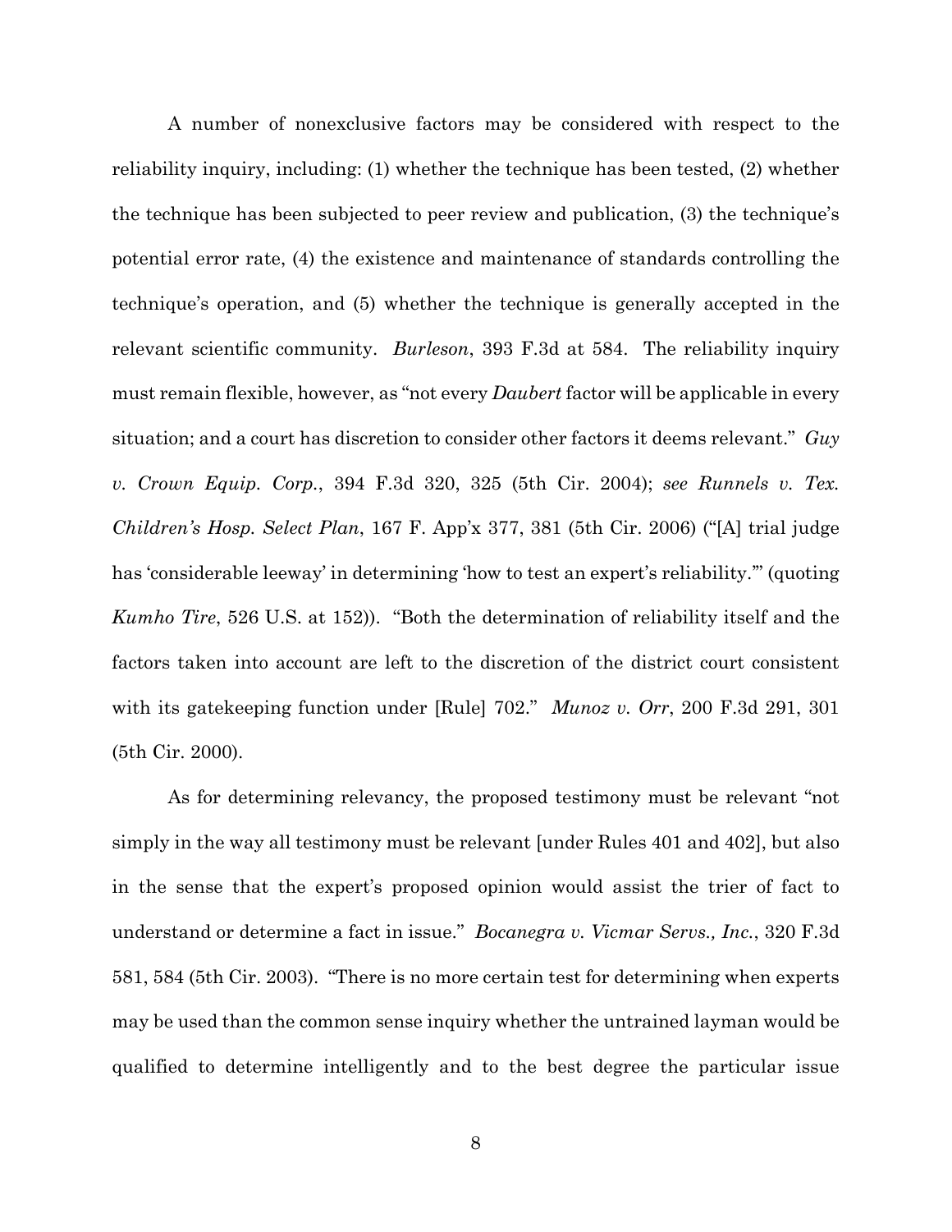A number of nonexclusive factors may be considered with respect to the reliability inquiry, including: (1) whether the technique has been tested, (2) whether the technique has been subjected to peer review and publication, (3) the technique's potential error rate, (4) the existence and maintenance of standards controlling the technique's operation, and (5) whether the technique is generally accepted in the relevant scientific community. *Burleson*, 393 F.3d at 584. The reliability inquiry must remain flexible, however, as "not every *Daubert* factor will be applicable in every situation; and a court has discretion to consider other factors it deems relevant." *Guy v. Crown Equip. Corp.*, 394 F.3d 320, 325 (5th Cir. 2004); *see Runnels v. Tex. Children's Hosp. Select Plan*, 167 F. App'x 377, 381 (5th Cir. 2006) ("[A] trial judge has 'considerable leeway' in determining 'how to test an expert's reliability.'" (quoting *Kumho Tire*, 526 U.S. at 152)). "Both the determination of reliability itself and the factors taken into account are left to the discretion of the district court consistent with its gatekeeping function under [Rule] 702." *Munoz v. Orr*, 200 F.3d 291, 301 (5th Cir. 2000).

As for determining relevancy, the proposed testimony must be relevant "not simply in the way all testimony must be relevant [under Rules 401 and 402], but also in the sense that the expert's proposed opinion would assist the trier of fact to understand or determine a fact in issue." *Bocanegra v. Vicmar Servs., Inc.*, 320 F.3d 581, 584 (5th Cir. 2003). "There is no more certain test for determining when experts may be used than the common sense inquiry whether the untrained layman would be qualified to determine intelligently and to the best degree the particular issue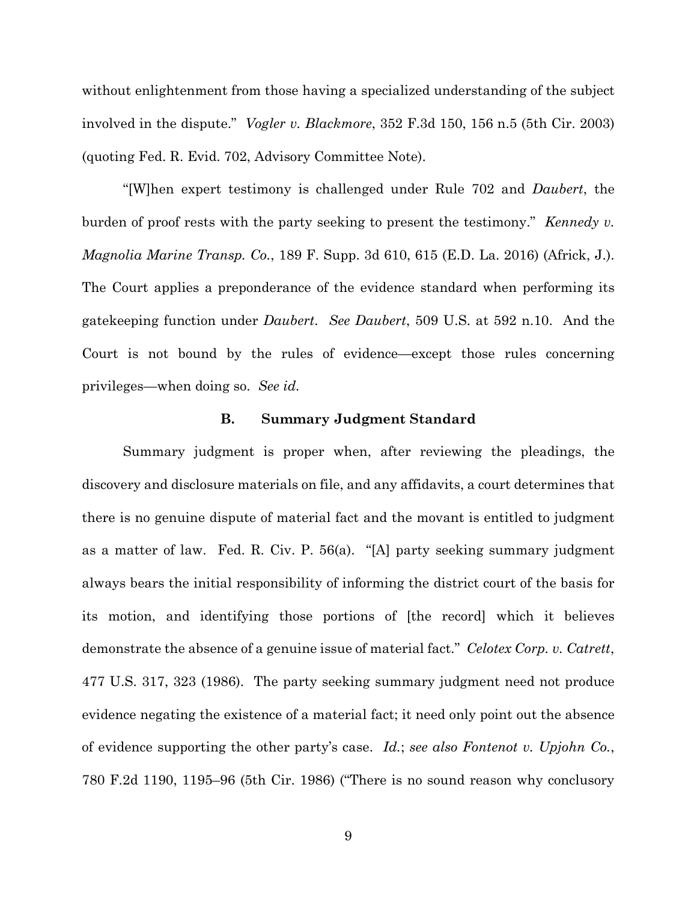without enlightenment from those having a specialized understanding of the subject involved in the dispute." *Vogler v. Blackmore*, 352 F.3d 150, 156 n.5 (5th Cir. 2003) (quoting Fed. R. Evid. 702, Advisory Committee Note).

"[W]hen expert testimony is challenged under Rule 702 and *Daubert*, the burden of proof rests with the party seeking to present the testimony." *Kennedy v. Magnolia Marine Transp. Co.*, 189 F. Supp. 3d 610, 615 (E.D. La. 2016) (Africk, J.). The Court applies a preponderance of the evidence standard when performing its gatekeeping function under *Daubert*. *See Daubert*, 509 U.S. at 592 n.10. And the Court is not bound by the rules of evidence—except those rules concerning privileges—when doing so. *See id.*

### B. Summary Judgment Standard

Summary judgment is proper when, after reviewing the pleadings, the discovery and disclosure materials on file, and any affidavits, a court determines that there is no genuine dispute of material fact and the movant is entitled to judgment as a matter of law. Fed. R. Civ. P. 56(a). "[A] party seeking summary judgment always bears the initial responsibility of informing the district court of the basis for its motion, and identifying those portions of [the record] which it believes demonstrate the absence of a genuine issue of material fact." *Celotex Corp. v. Catrett*, 477 U.S. 317, 323 (1986). The party seeking summary judgment need not produce evidence negating the existence of a material fact; it need only point out the absence of evidence supporting the other party's case. *Id.*; *see also Fontenot v. Upjohn Co.*, 780 F.2d 1190, 1195–96 (5th Cir. 1986) ("There is no sound reason why conclusory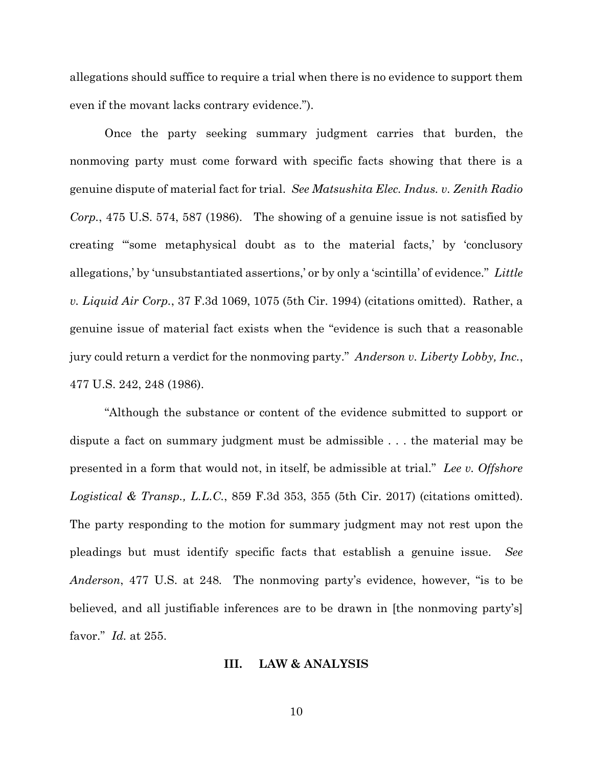allegations should suffice to require a trial when there is no evidence to support them even if the movant lacks contrary evidence.").

Once the party seeking summary judgment carries that burden, the nonmoving party must come forward with specific facts showing that there is a genuine dispute of material fact for trial. *See Matsushita Elec. Indus. v. Zenith Radio Corp.*, 475 U.S. 574, 587 (1986). The showing of a genuine issue is not satisfied by creating "'some metaphysical doubt as to the material facts,' by 'conclusory allegations,' by 'unsubstantiated assertions,' or by only a 'scintilla' of evidence." *Little v. Liquid Air Corp.*, 37 F.3d 1069, 1075 (5th Cir. 1994) (citations omitted). Rather, a genuine issue of material fact exists when the "evidence is such that a reasonable jury could return a verdict for the nonmoving party." *Anderson v. Liberty Lobby, Inc.*, 477 U.S. 242, 248 (1986).

"Although the substance or content of the evidence submitted to support or dispute a fact on summary judgment must be admissible . . . the material may be presented in a form that would not, in itself, be admissible at trial." *Lee v. Offshore Logistical & Transp., L.L.C.*, 859 F.3d 353, 355 (5th Cir. 2017) (citations omitted). The party responding to the motion for summary judgment may not rest upon the pleadings but must identify specific facts that establish a genuine issue. *See Anderson*, 477 U.S. at 248. The nonmoving party's evidence, however, "is to be believed, and all justifiable inferences are to be drawn in [the nonmoving party's] favor." *Id.* at 255.

## III. LAW & ANALYSIS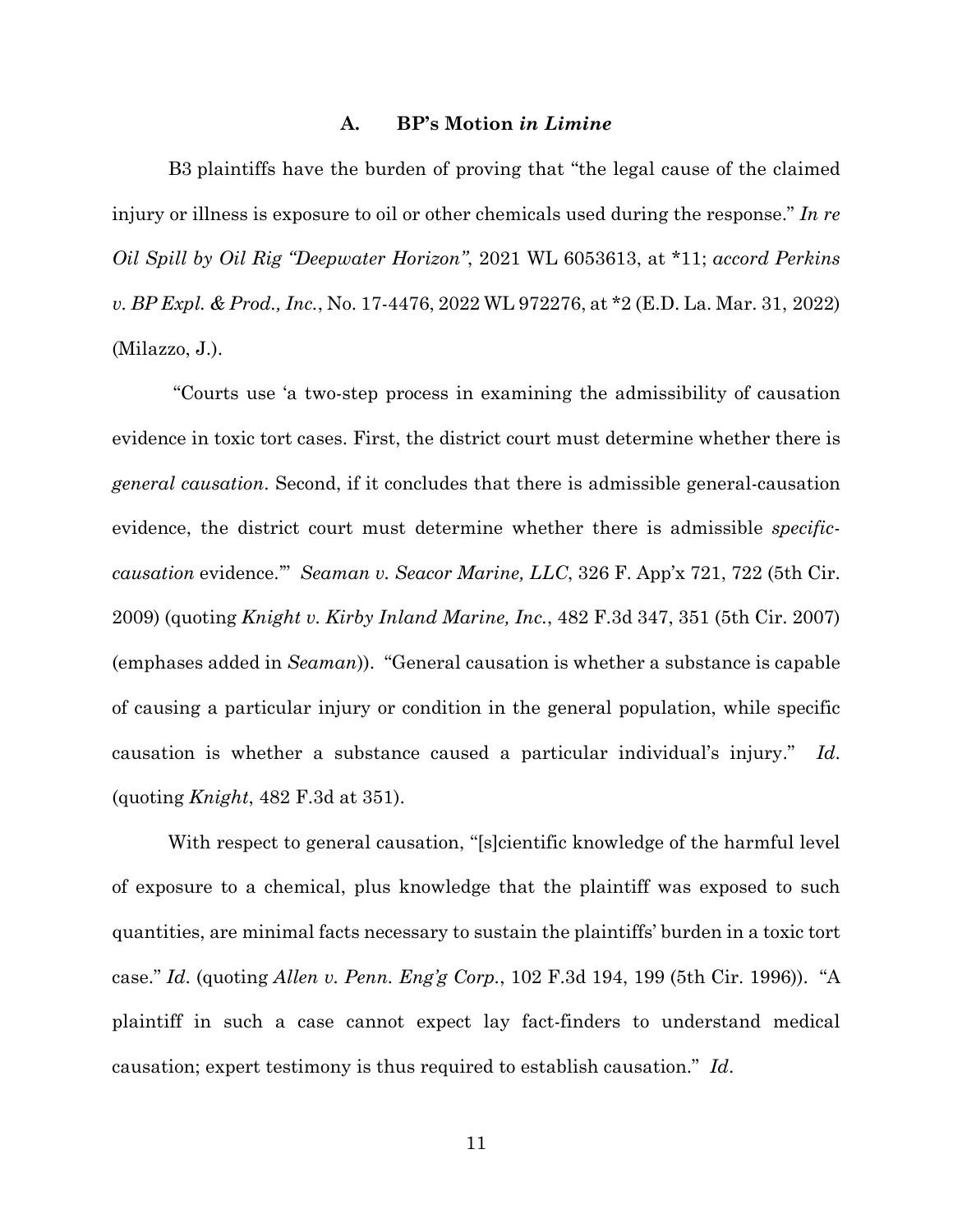### A. BP's Motion *in Limine*

B3 plaintiffs have the burden of proving that "the legal cause of the claimed injury or illness is exposure to oil or other chemicals used during the response." *In re Oil Spill by Oil Rig "Deepwater Horizon"*, 2021 WL 6053613, at *11; *accord Perkins v. BP Expl. & Prod., Inc.*, No. 17-4476, 2022 WL 972276, at *2 (E.D. La. Mar. 31, 2022) (Milazzo, J.).

"Courts use 'a two-step process in examining the admissibility of causation evidence in toxic tort cases. First, the district court must determine whether there is *general causation*. Second, if it concludes that there is admissible general-causation evidence, the district court must determine whether there is admissible *specific-causation* evidence.'" *Seaman v. Seacor Marine, LLC*, 326 F. App'x 721, 722 (5th Cir. 2009) (quoting *Knight v. Kirby Inland Marine, Inc.*, 482 F.3d 347, 351 (5th Cir. 2007) (emphases added in *Seaman*)). "General causation is whether a substance is capable of causing a particular injury or condition in the general population, while specific causation is whether a substance caused a particular individual's injury." *Id*. (quoting *Knight*, 482 F.3d at 351).

With respect to general causation, "[s]cientific knowledge of the harmful level of exposure to a chemical, plus knowledge that the plaintiff was exposed to such quantities, are minimal facts necessary to sustain the plaintiffs' burden in a toxic tort case." *Id*. (quoting *Allen v. Penn. Eng'g Corp.*, 102 F.3d 194, 199 (5th Cir. 1996)). "A plaintiff in such a case cannot expect lay fact-finders to understand medical causation; expert testimony is thus required to establish causation." *Id*.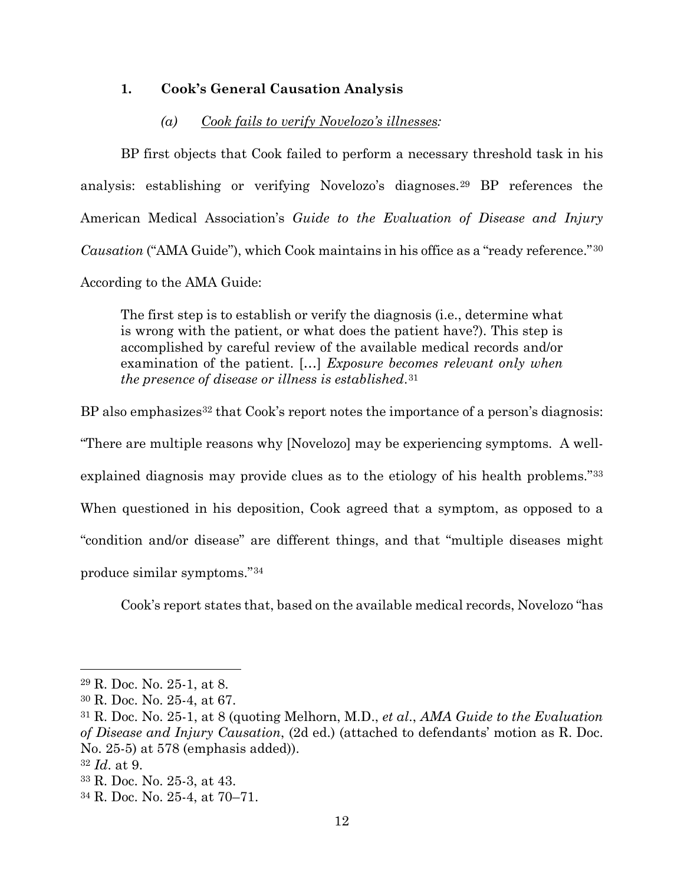### 1. Cook's General Causation Analysis

#### (a) Cook fails to verify Novelozo's illnesses:

BP first objects that Cook failed to perform a necessary threshold task in his analysis: establishing or verifying Novelozo's diagnoses.[29] BP references the American Medical Association's *Guide to the Evaluation of Disease and Injury Causation* ("AMA Guide"), which Cook maintains in his office as a "ready reference."[30] According to the AMA Guide:

> The first step is to establish or verify the diagnosis (i.e., determine what is wrong with the patient, or what does the patient have?). This step is accomplished by careful review of the available medical records and/or examination of the patient. […] *Exposure becomes relevant only when the presence of disease or illness is established*.[31]

BP also emphasizes[32] that Cook's report notes the importance of a person's diagnosis: "There are multiple reasons why [Novelozo] may be experiencing symptoms. A well-explained diagnosis may provide clues as to the etiology of his health problems."[33] When questioned in his deposition, Cook agreed that a symptom, as opposed to a "condition and/or disease" are different things, and that "multiple diseases might produce similar symptoms."[34]

Cook's report states that, based on the available medical records, Novelozo "has

---

[29] R. Doc. No. 25-1, at 8.

[30] R. Doc. No. 25-4, at 67.

[31] R. Doc. No. 25-1, at 8 (quoting Melhorn, M.D., *et al*., *AMA Guide to the Evaluation of Disease and Injury Causation*, (2d ed.) (attached to defendants' motion as R. Doc. No. 25-5) at 578 (emphasis added)).

[32] *Id*. at 9.

[33] R. Doc. No. 25-3, at 43.

[34] R. Doc. No. 25-4, at 70–71.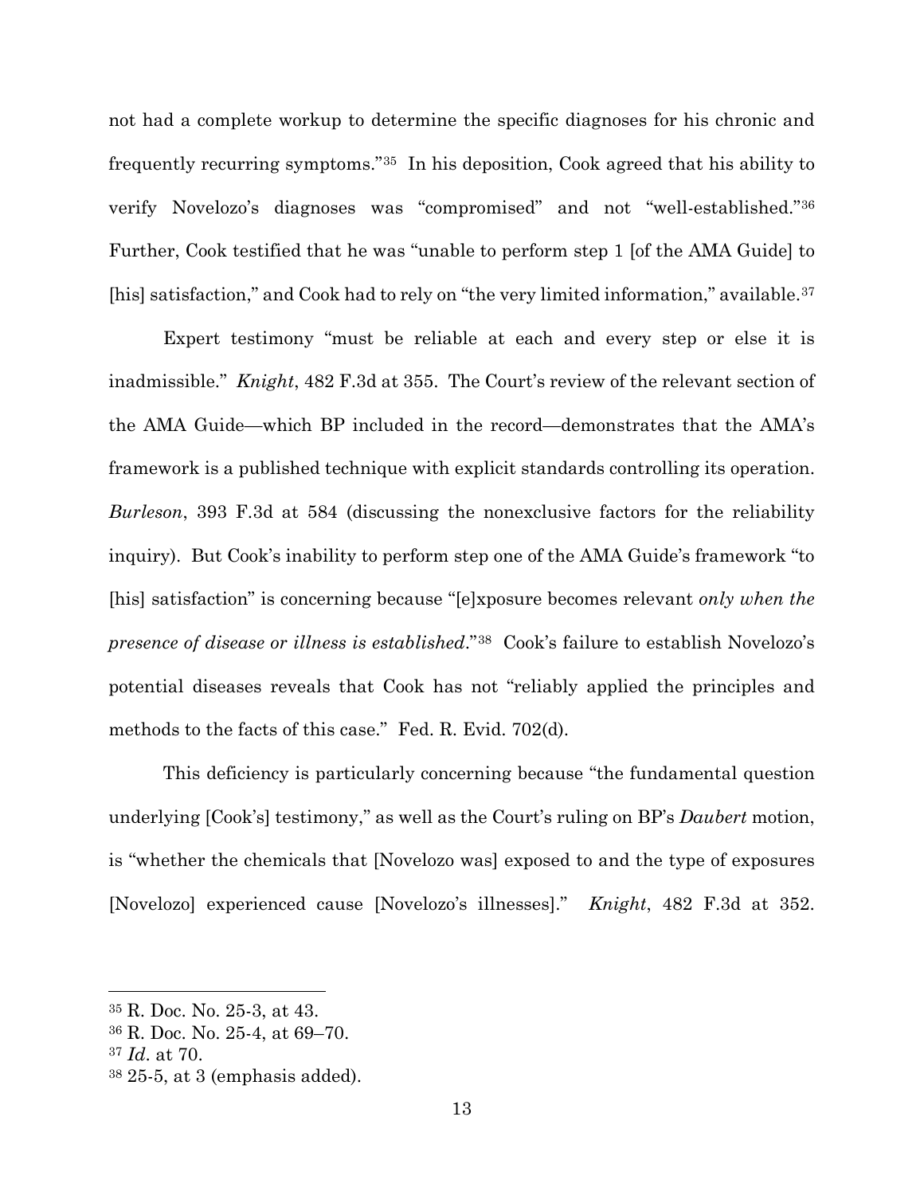not had a complete workup to determine the specific diagnoses for his chronic and frequently recurring symptoms."[35] In his deposition, Cook agreed that his ability to verify Novelozo's diagnoses was "compromised" and not "well-established."[36] Further, Cook testified that he was "unable to perform step 1 [of the AMA Guide] to [his] satisfaction," and Cook had to rely on "the very limited information," available.[37]

Expert testimony "must be reliable at each and every step or else it is inadmissible." *Knight*, 482 F.3d at 355. The Court's review of the relevant section of the AMA Guide—which BP included in the record—demonstrates that the AMA's framework is a published technique with explicit standards controlling its operation. *Burleson*, 393 F.3d at 584 (discussing the nonexclusive factors for the reliability inquiry). But Cook's inability to perform step one of the AMA Guide's framework "to [his] satisfaction" is concerning because "[e]xposure becomes relevant *only when the presence of disease or illness is established*."[38] Cook's failure to establish Novelozo's potential diseases reveals that Cook has not "reliably applied the principles and methods to the facts of this case." Fed. R. Evid. 702(d).

This deficiency is particularly concerning because "the fundamental question underlying [Cook's] testimony," as well as the Court's ruling on BP's *Daubert* motion, is "whether the chemicals that [Novelozo was] exposed to and the type of exposures [Novelozo] experienced cause [Novelozo's illnesses]." *Knight*, 482 F.3d at 352.

---

[35] R. Doc. No. 25-3, at 43.

[36] R. Doc. No. 25-4, at 69–70.

[37] *Id*. at 70.

[38] 25-5, at 3 (emphasis added).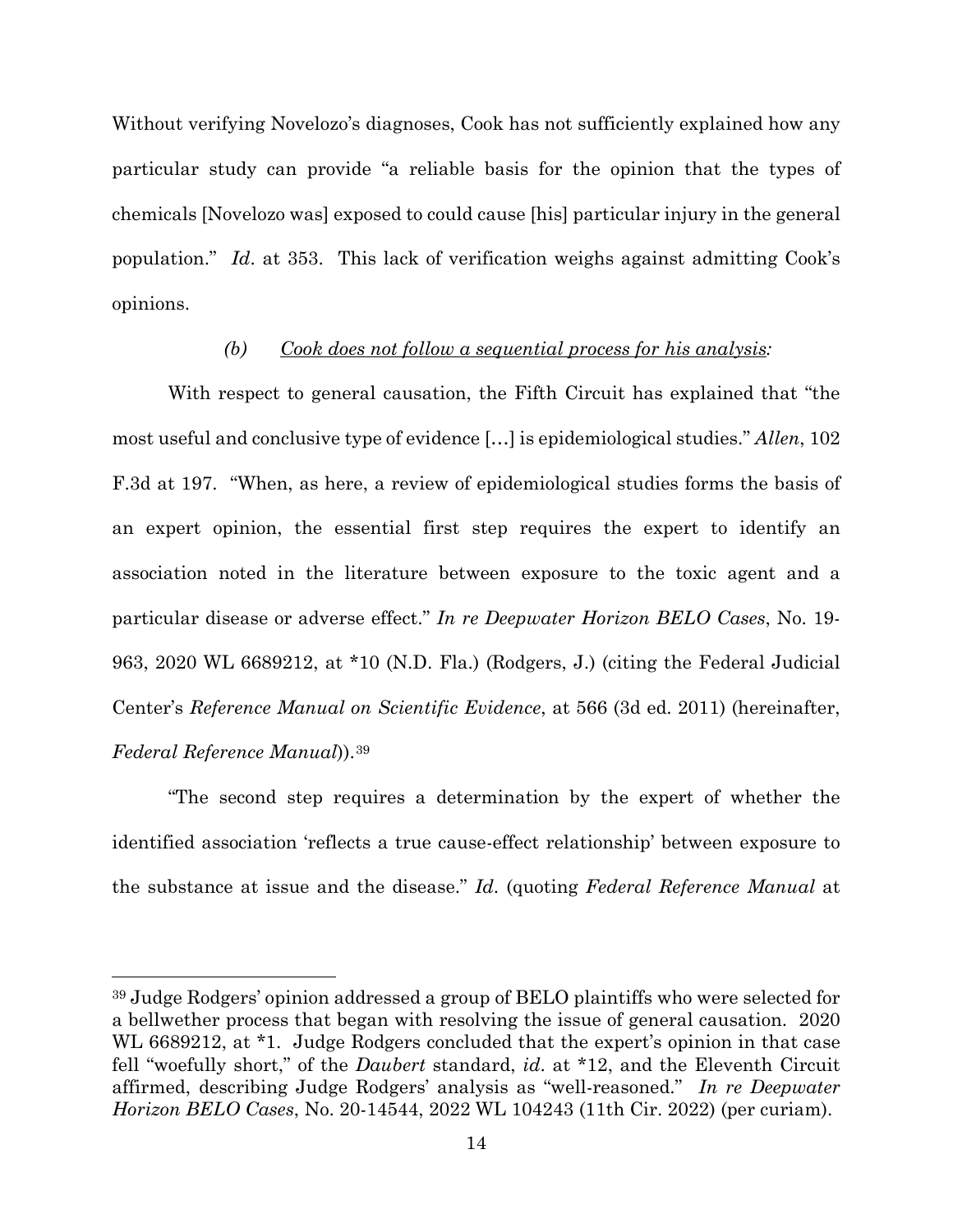Without verifying Novelozo's diagnoses, Cook has not sufficiently explained how any particular study can provide "a reliable basis for the opinion that the types of chemicals [Novelozo was] exposed to could cause [his] particular injury in the general population." *Id*. at 353. This lack of verification weighs against admitting Cook's opinions.

*(b)* *Cook does not follow a sequential process for his analysis:*

With respect to general causation, the Fifth Circuit has explained that "the most useful and conclusive type of evidence […] is epidemiological studies." *Allen*, 102 F.3d at 197. "When, as here, a review of epidemiological studies forms the basis of an expert opinion, the essential first step requires the expert to identify an association noted in the literature between exposure to the toxic agent and a particular disease or adverse effect." *In re Deepwater Horizon BELO Cases*, No. 19-963, 2020 WL 6689212, at *10 (N.D. Fla.) (Rodgers, J.) (citing the Federal Judicial Center's *Reference Manual on Scientific Evidence*, at 566 (3d ed. 2011) (hereinafter, *Federal Reference Manual*)).[39]

"The second step requires a determination by the expert of whether the identified association 'reflects a true cause-effect relationship' between exposure to the substance at issue and the disease." *Id*. (quoting *Federal Reference Manual* at

---

[39] Judge Rodgers' opinion addressed a group of BELO plaintiffs who were selected for a bellwether process that began with resolving the issue of general causation. 2020 WL 6689212, at *1. Judge Rodgers concluded that the expert's opinion in that case fell "woefully short," of the *Daubert* standard, *id*. at *12, and the Eleventh Circuit affirmed, describing Judge Rodgers' analysis as "well-reasoned." *In re Deepwater Horizon BELO Cases*, No. 20-14544, 2022 WL 104243 (11th Cir. 2022) (per curiam).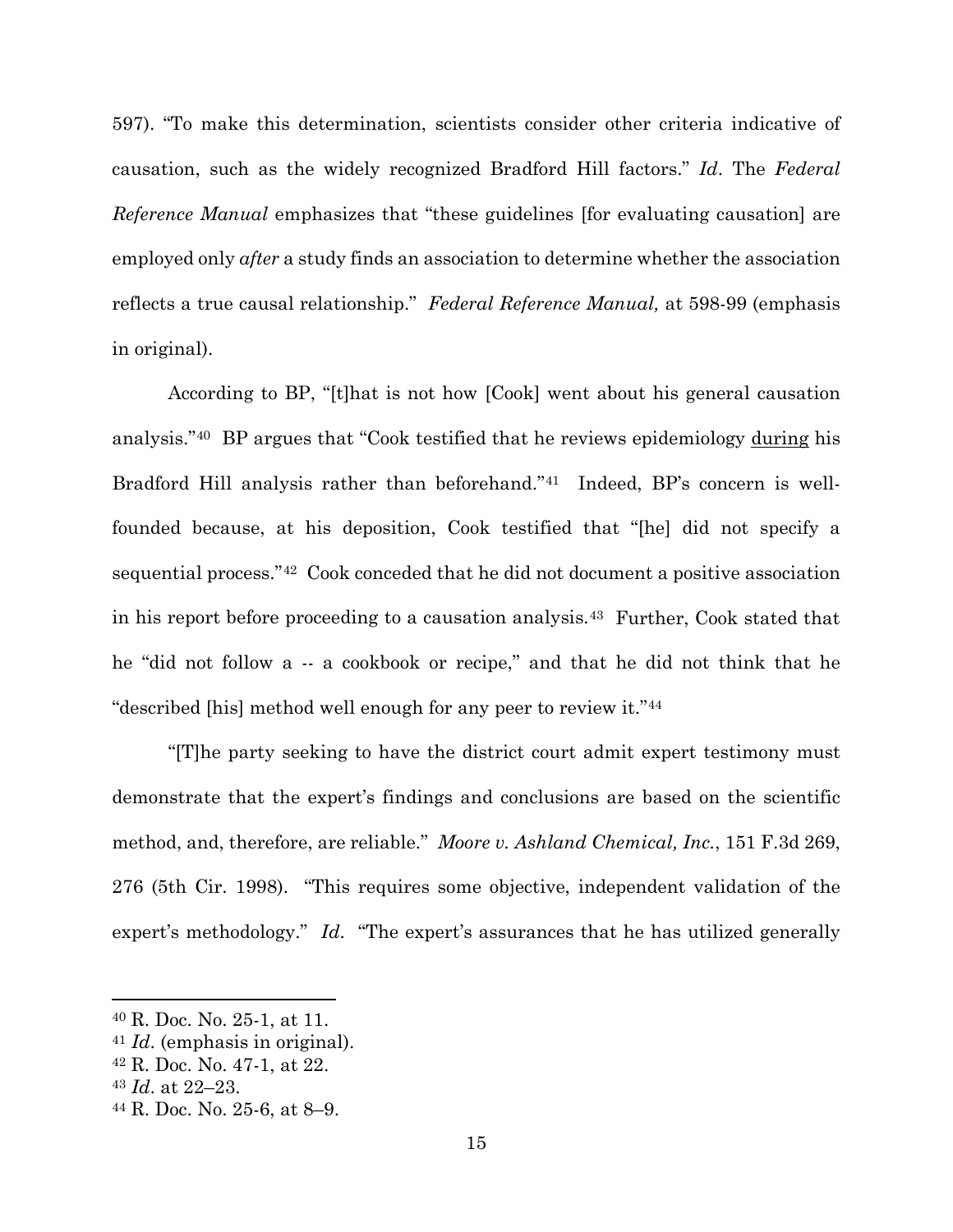597). "To make this determination, scientists consider other criteria indicative of causation, such as the widely recognized Bradford Hill factors." *Id*. The *Federal Reference Manual* emphasizes that "these guidelines [for evaluating causation] are employed only *after* a study finds an association to determine whether the association reflects a true causal relationship." *Federal Reference Manual,* at 598-99 (emphasis in original).

According to BP, "[t]hat is not how [Cook] went about his general causation analysis."[40] BP argues that "Cook testified that he reviews epidemiology <u>during</u> his Bradford Hill analysis rather than beforehand."[41] Indeed, BP's concern is well-founded because, at his deposition, Cook testified that "[he] did not specify a sequential process."[42] Cook conceded that he did not document a positive association in his report before proceeding to a causation analysis.[43] Further, Cook stated that he "did not follow a -- a cookbook or recipe," and that he did not think that he "described [his] method well enough for any peer to review it."[44]

"[T]he party seeking to have the district court admit expert testimony must demonstrate that the expert's findings and conclusions are based on the scientific method, and, therefore, are reliable." *Moore v. Ashland Chemical, Inc.*, 151 F.3d 269, 276 (5th Cir. 1998). "This requires some objective, independent validation of the expert's methodology." *Id*. "The expert's assurances that he has utilized generally

---

[40] R. Doc. No. 25-1, at 11.

[41] *Id*. (emphasis in original).

[42] R. Doc. No. 47-1, at 22.

[43] *Id*. at 22–23.

[44] R. Doc. No. 25-6, at 8–9.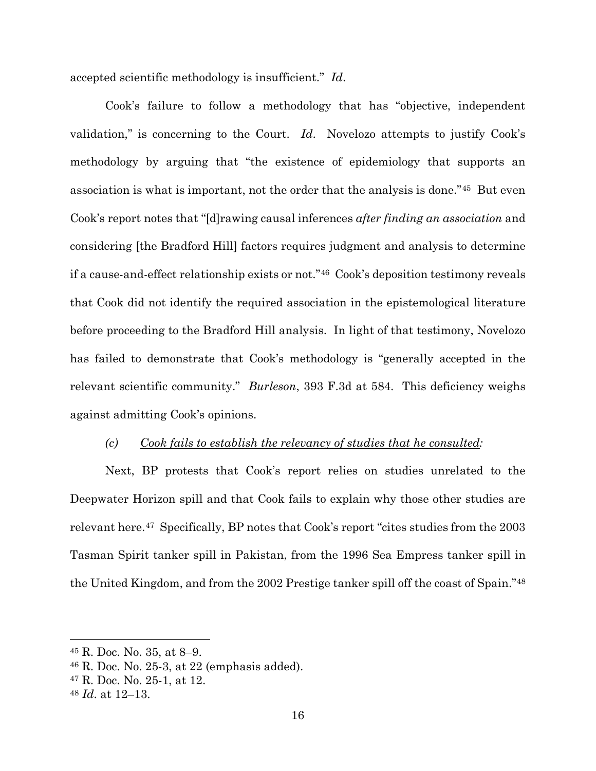accepted scientific methodology is insufficient." *Id*.

Cook's failure to follow a methodology that has "objective, independent validation," is concerning to the Court. *Id*. Novelozo attempts to justify Cook's methodology by arguing that "the existence of epidemiology that supports an association is what is important, not the order that the analysis is done."[45] But even Cook's report notes that "[d]rawing causal inferences *after finding an association* and considering [the Bradford Hill] factors requires judgment and analysis to determine if a cause-and-effect relationship exists or not."[46] Cook's deposition testimony reveals that Cook did not identify the required association in the epistemological literature before proceeding to the Bradford Hill analysis. In light of that testimony, Novelozo has failed to demonstrate that Cook's methodology is "generally accepted in the relevant scientific community." *Burleson*, 393 F.3d at 584. This deficiency weighs against admitting Cook's opinions.

*(c)* *<u>Cook fails to establish the relevancy of studies that he consulted</u>:*

Next, BP protests that Cook's report relies on studies unrelated to the Deepwater Horizon spill and that Cook fails to explain why those other studies are relevant here.[47] Specifically, BP notes that Cook's report "cites studies from the 2003 Tasman Spirit tanker spill in Pakistan, from the 1996 Sea Empress tanker spill in the United Kingdom, and from the 2002 Prestige tanker spill off the coast of Spain."[48]

---

[45] R. Doc. No. 35, at 8–9.

[46] R. Doc. No. 25-3, at 22 (emphasis added).

[47] R. Doc. No. 25-1, at 12.

[48] *Id*. at 12–13.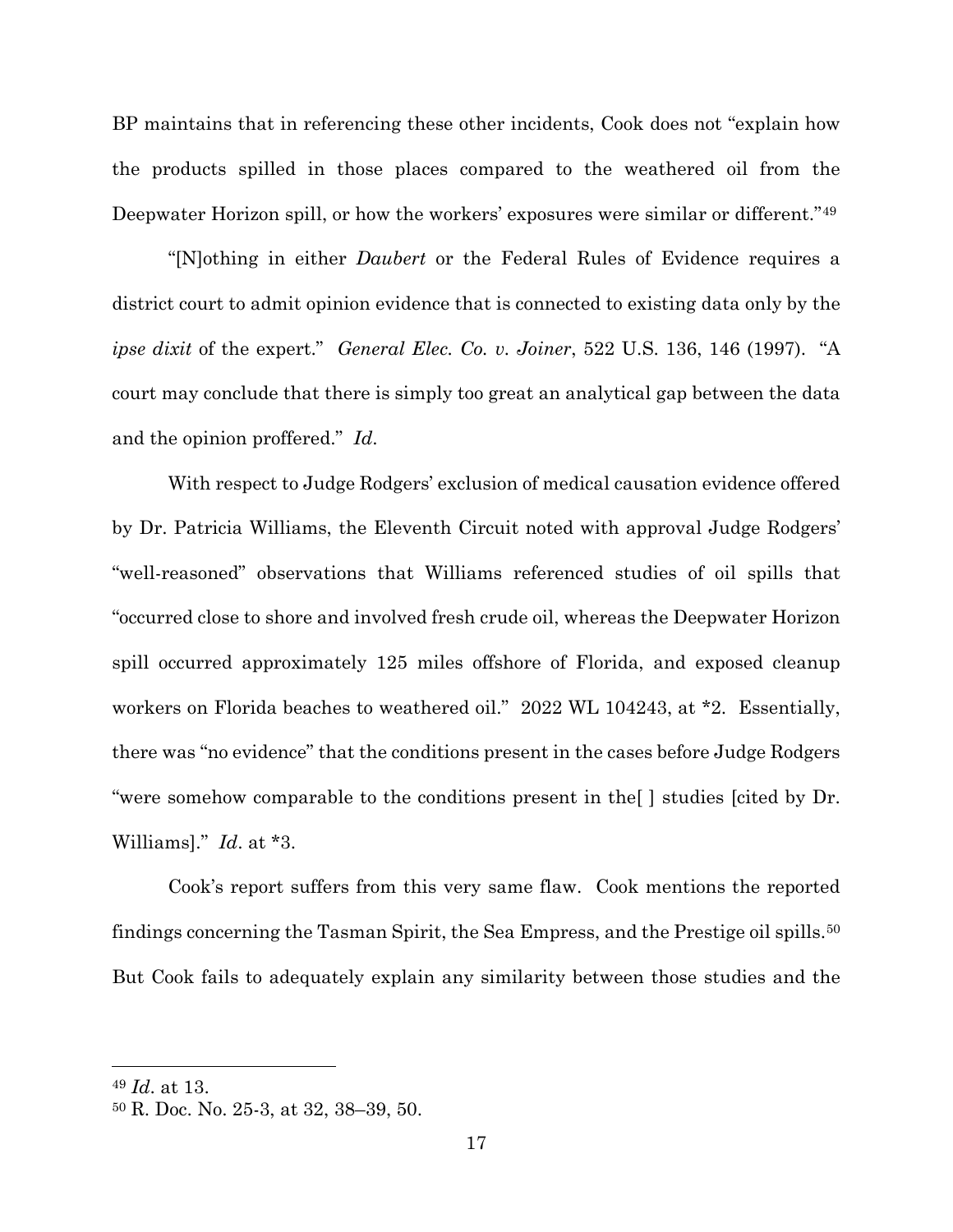BP maintains that in referencing these other incidents, Cook does not "explain how the products spilled in those places compared to the weathered oil from the Deepwater Horizon spill, or how the workers' exposures were similar or different."[49]

"[N]othing in either *Daubert* or the Federal Rules of Evidence requires a district court to admit opinion evidence that is connected to existing data only by the *ipse dixit* of the expert." *General Elec. Co. v. Joiner*, 522 U.S. 136, 146 (1997). "A court may conclude that there is simply too great an analytical gap between the data and the opinion proffered." *Id*.

With respect to Judge Rodgers' exclusion of medical causation evidence offered by Dr. Patricia Williams, the Eleventh Circuit noted with approval Judge Rodgers' "well-reasoned" observations that Williams referenced studies of oil spills that "occurred close to shore and involved fresh crude oil, whereas the Deepwater Horizon spill occurred approximately 125 miles offshore of Florida, and exposed cleanup workers on Florida beaches to weathered oil." 2022 WL 104243, at *2. Essentially, there was "no evidence" that the conditions present in the cases before Judge Rodgers "were somehow comparable to the conditions present in the[ ] studies [cited by Dr. Williams]." *Id*. at *3.

Cook's report suffers from this very same flaw. Cook mentions the reported findings concerning the Tasman Spirit, the Sea Empress, and the Prestige oil spills.[50] But Cook fails to adequately explain any similarity between those studies and the

---

[49] *Id*. at 13.

[50] R. Doc. No. 25-3, at 32, 38–39, 50.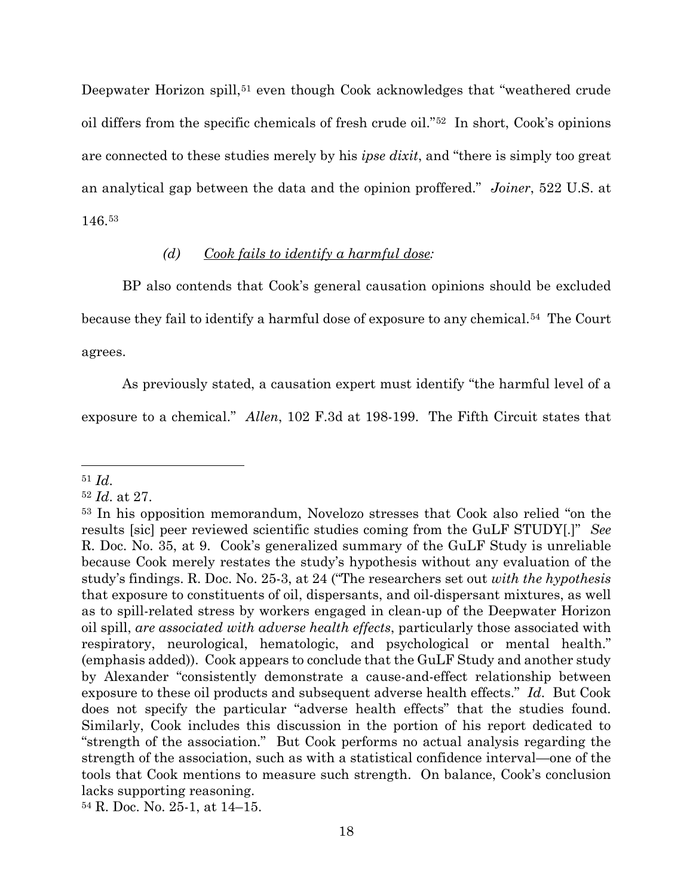Deepwater Horizon spill,[51] even though Cook acknowledges that "weathered crude oil differs from the specific chemicals of fresh crude oil."[52] In short, Cook's opinions are connected to these studies merely by his *ipse dixit*, and "there is simply too great an analytical gap between the data and the opinion proffered." *Joiner*, 522 U.S. at 146.[53]

*(d)* *Cook fails to identify a harmful dose:*

BP also contends that Cook's general causation opinions should be excluded because they fail to identify a harmful dose of exposure to any chemical.[54] The Court agrees.

As previously stated, a causation expert must identify "the harmful level of a exposure to a chemical." *Allen*, 102 F.3d at 198-199. The Fifth Circuit states that

---

[51] *Id*.

[52] *Id*. at 27.

[53] In his opposition memorandum, Novelozo stresses that Cook also relied "on the results [sic] peer reviewed scientific studies coming from the GuLF STUDY[.]" *See* R. Doc. No. 35, at 9. Cook's generalized summary of the GuLF Study is unreliable because Cook merely restates the study's hypothesis without any evaluation of the study's findings. R. Doc. No. 25-3, at 24 ("The researchers set out *with the hypothesis* that exposure to constituents of oil, dispersants, and oil-dispersant mixtures, as well as to spill-related stress by workers engaged in clean-up of the Deepwater Horizon oil spill, *are associated with adverse health effects*, particularly those associated with respiratory, neurological, hematologic, and psychological or mental health." (emphasis added)). Cook appears to conclude that the GuLF Study and another study by Alexander "consistently demonstrate a cause-and-effect relationship between exposure to these oil products and subsequent adverse health effects." *Id*. But Cook does not specify the particular "adverse health effects" that the studies found. Similarly, Cook includes this discussion in the portion of his report dedicated to "strength of the association." But Cook performs no actual analysis regarding the strength of the association, such as with a statistical confidence interval—one of the tools that Cook mentions to measure such strength. On balance, Cook's conclusion lacks supporting reasoning.

[54] R. Doc. No. 25-1, at 14–15.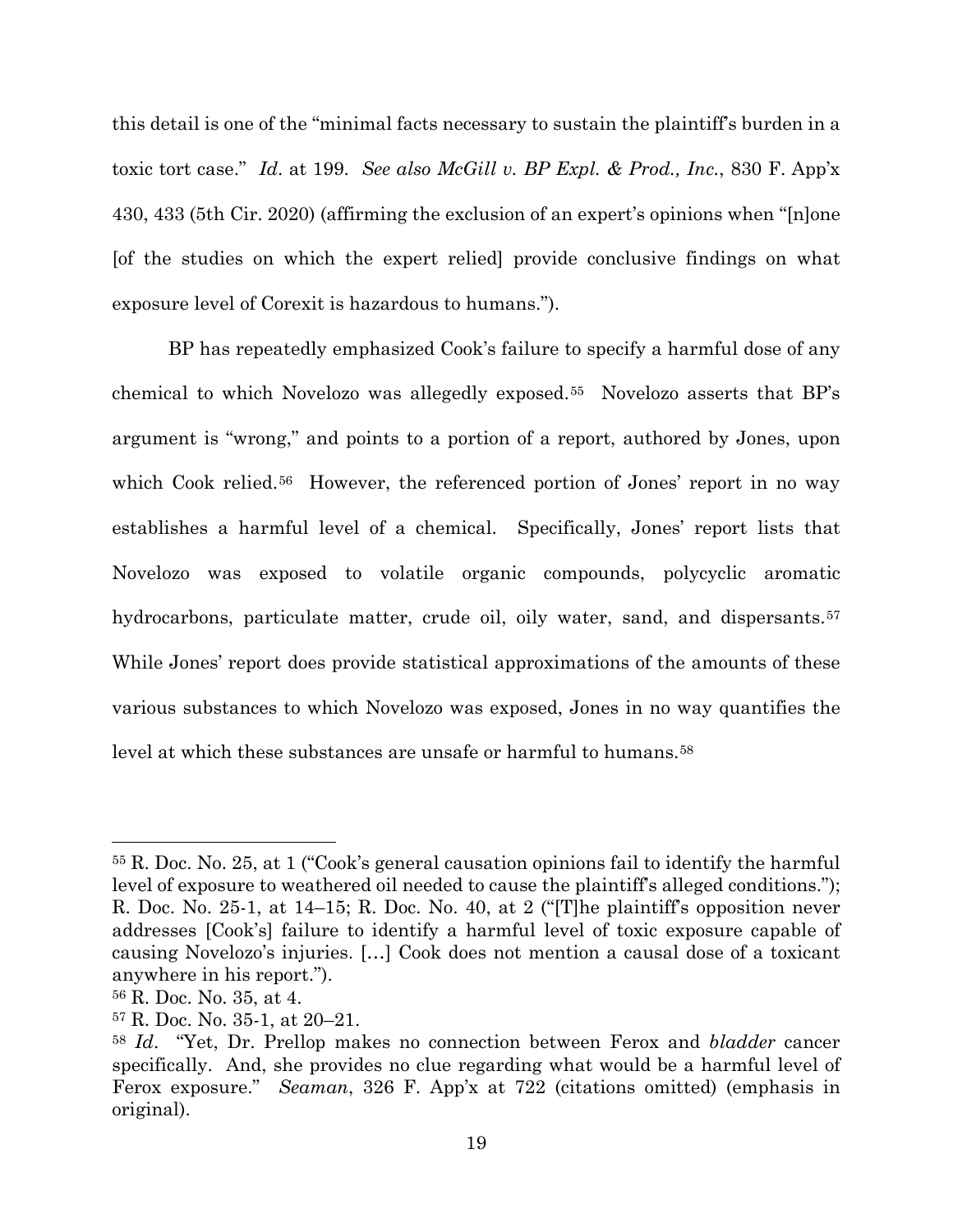this detail is one of the "minimal facts necessary to sustain the plaintiff's burden in a toxic tort case." *Id*. at 199. *See also McGill v. BP Expl. & Prod., Inc.*, 830 F. App'x 430, 433 (5th Cir. 2020) (affirming the exclusion of an expert's opinions when "[n]one [of the studies on which the expert relied] provide conclusive findings on what exposure level of Corexit is hazardous to humans.").

BP has repeatedly emphasized Cook's failure to specify a harmful dose of any chemical to which Novelozo was allegedly exposed.[55] Novelozo asserts that BP's argument is "wrong," and points to a portion of a report, authored by Jones, upon which Cook relied.[56] However, the referenced portion of Jones' report in no way establishes a harmful level of a chemical. Specifically, Jones' report lists that Novelozo was exposed to volatile organic compounds, polycyclic aromatic hydrocarbons, particulate matter, crude oil, oily water, sand, and dispersants.[57] While Jones' report does provide statistical approximations of the amounts of these various substances to which Novelozo was exposed, Jones in no way quantifies the level at which these substances are unsafe or harmful to humans.[58]

---

[55] R. Doc. No. 25, at 1 ("Cook's general causation opinions fail to identify the harmful level of exposure to weathered oil needed to cause the plaintiff's alleged conditions."); R. Doc. No. 25-1, at 14–15; R. Doc. No. 40, at 2 ("[T]he plaintiff's opposition never addresses [Cook's] failure to identify a harmful level of toxic exposure capable of causing Novelozo's injuries. […] Cook does not mention a causal dose of a toxicant anywhere in his report.").

[56] R. Doc. No. 35, at 4.

[57] R. Doc. No. 35-1, at 20–21.

[58] *Id*. "Yet, Dr. Prellop makes no connection between Ferox and *bladder* cancer specifically. And, she provides no clue regarding what would be a harmful level of Ferox exposure." *Seaman*, 326 F. App'x at 722 (citations omitted) (emphasis in original).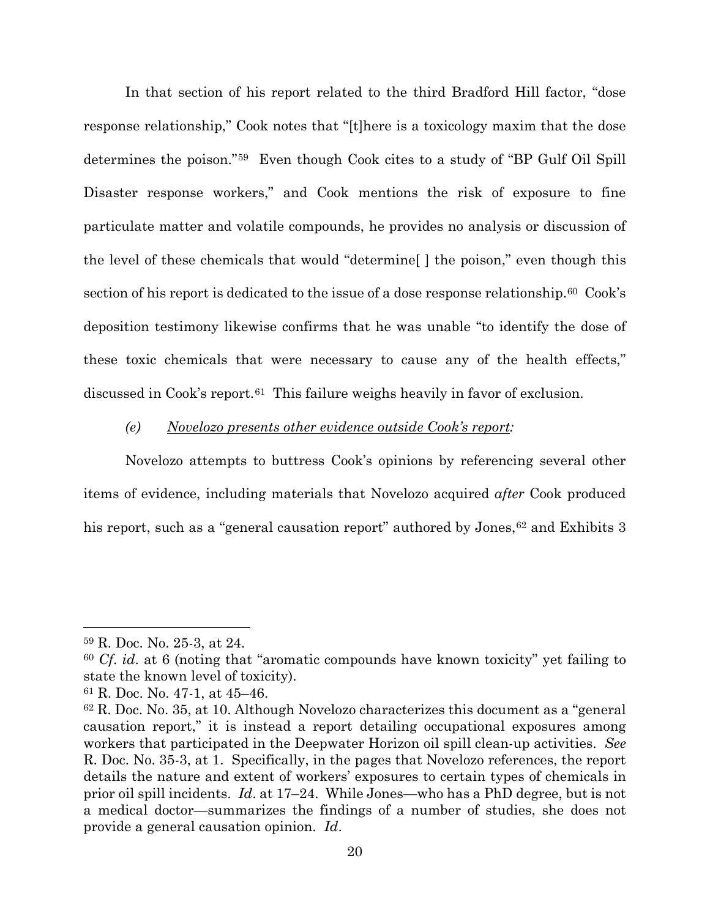In that section of his report related to the third Bradford Hill factor, "dose response relationship," Cook notes that "[t]here is a toxicology maxim that the dose determines the poison."[59] Even though Cook cites to a study of "BP Gulf Oil Spill Disaster response workers," and Cook mentions the risk of exposure to fine particulate matter and volatile compounds, he provides no analysis or discussion of the level of these chemicals that would "determine[ ] the poison," even though this section of his report is dedicated to the issue of a dose response relationship.[60] Cook's deposition testimony likewise confirms that he was unable "to identify the dose of these toxic chemicals that were necessary to cause any of the health effects," discussed in Cook's report.[61] This failure weighs heavily in favor of exclusion.

*(e)* *<u>Novelozo presents other evidence outside Cook's report</u>:*

Novelozo attempts to buttress Cook's opinions by referencing several other items of evidence, including materials that Novelozo acquired *after* Cook produced his report, such as a "general causation report" authored by Jones,[62] and Exhibits 3

---

[59] R. Doc. No. 25-3, at 24.

[60] *Cf. id.* at 6 (noting that "aromatic compounds have known toxicity" yet failing to state the known level of toxicity).

[61] R. Doc. No. 47-1, at 45–46.

[62] R. Doc. No. 35, at 10. Although Novelozo characterizes this document as a "general causation report," it is instead a report detailing occupational exposures among workers that participated in the Deepwater Horizon oil spill clean-up activities. *See* R. Doc. No. 35-3, at 1. Specifically, in the pages that Novelozo references, the report details the nature and extent of workers' exposures to certain types of chemicals in prior oil spill incidents. *Id.* at 17–24. While Jones—who has a PhD degree, but is not a medical doctor—summarizes the findings of a number of studies, she does not provide a general causation opinion. *Id.*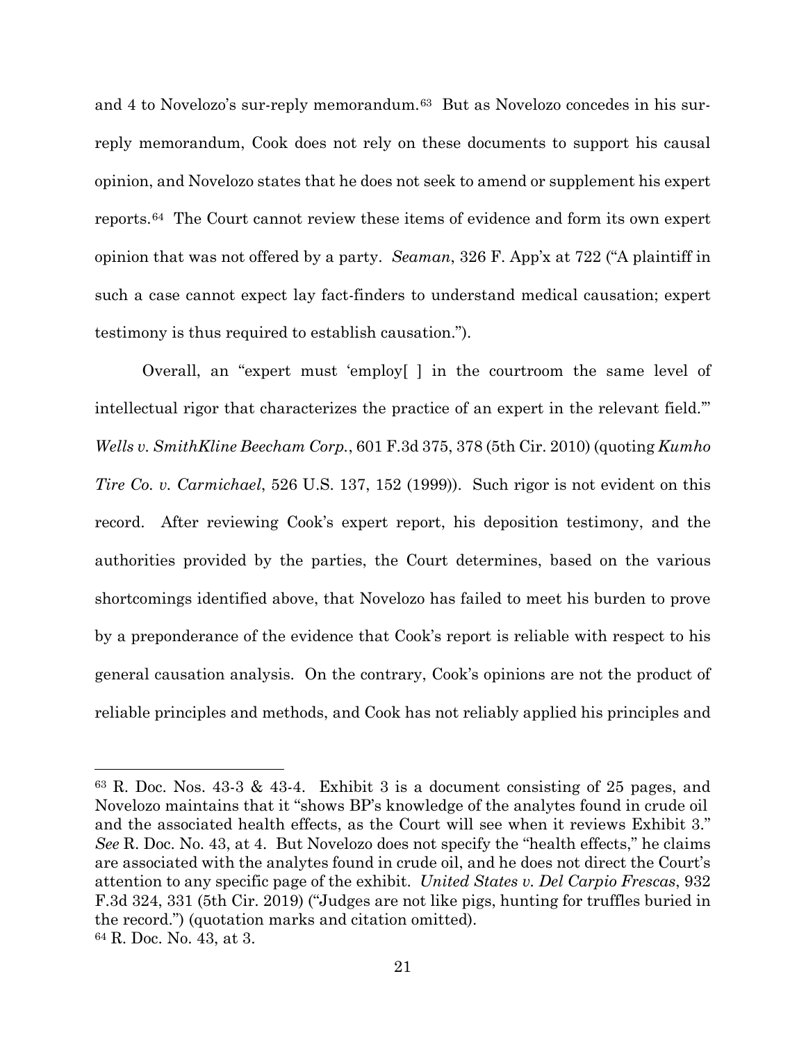and 4 to Novelozo's sur-reply memorandum.[63] But as Novelozo concedes in his sur-reply memorandum, Cook does not rely on these documents to support his causal opinion, and Novelozo states that he does not seek to amend or supplement his expert reports.[64] The Court cannot review these items of evidence and form its own expert opinion that was not offered by a party. *Seaman*, 326 F. App'x at 722 ("A plaintiff in such a case cannot expect lay fact-finders to understand medical causation; expert testimony is thus required to establish causation.").

Overall, an "expert must 'employ[ ] in the courtroom the same level of intellectual rigor that characterizes the practice of an expert in the relevant field.'" *Wells v. SmithKline Beecham Corp.*, 601 F.3d 375, 378 (5th Cir. 2010) (quoting *Kumho Tire Co. v. Carmichael*, 526 U.S. 137, 152 (1999)). Such rigor is not evident on this record. After reviewing Cook's expert report, his deposition testimony, and the authorities provided by the parties, the Court determines, based on the various shortcomings identified above, that Novelozo has failed to meet his burden to prove by a preponderance of the evidence that Cook's report is reliable with respect to his general causation analysis. On the contrary, Cook's opinions are not the product of reliable principles and methods, and Cook has not reliably applied his principles and

---

[63] R. Doc. Nos. 43-3 & 43-4. Exhibit 3 is a document consisting of 25 pages, and Novelozo maintains that it "shows BP's knowledge of the analytes found in crude oil and the associated health effects, as the Court will see when it reviews Exhibit 3." *See* R. Doc. No. 43, at 4. But Novelozo does not specify the "health effects," he claims are associated with the analytes found in crude oil, and he does not direct the Court's attention to any specific page of the exhibit. *United States v. Del Carpio Frescas*, 932 F.3d 324, 331 (5th Cir. 2019) ("Judges are not like pigs, hunting for truffles buried in the record.") (quotation marks and citation omitted).

[64] R. Doc. No. 43, at 3.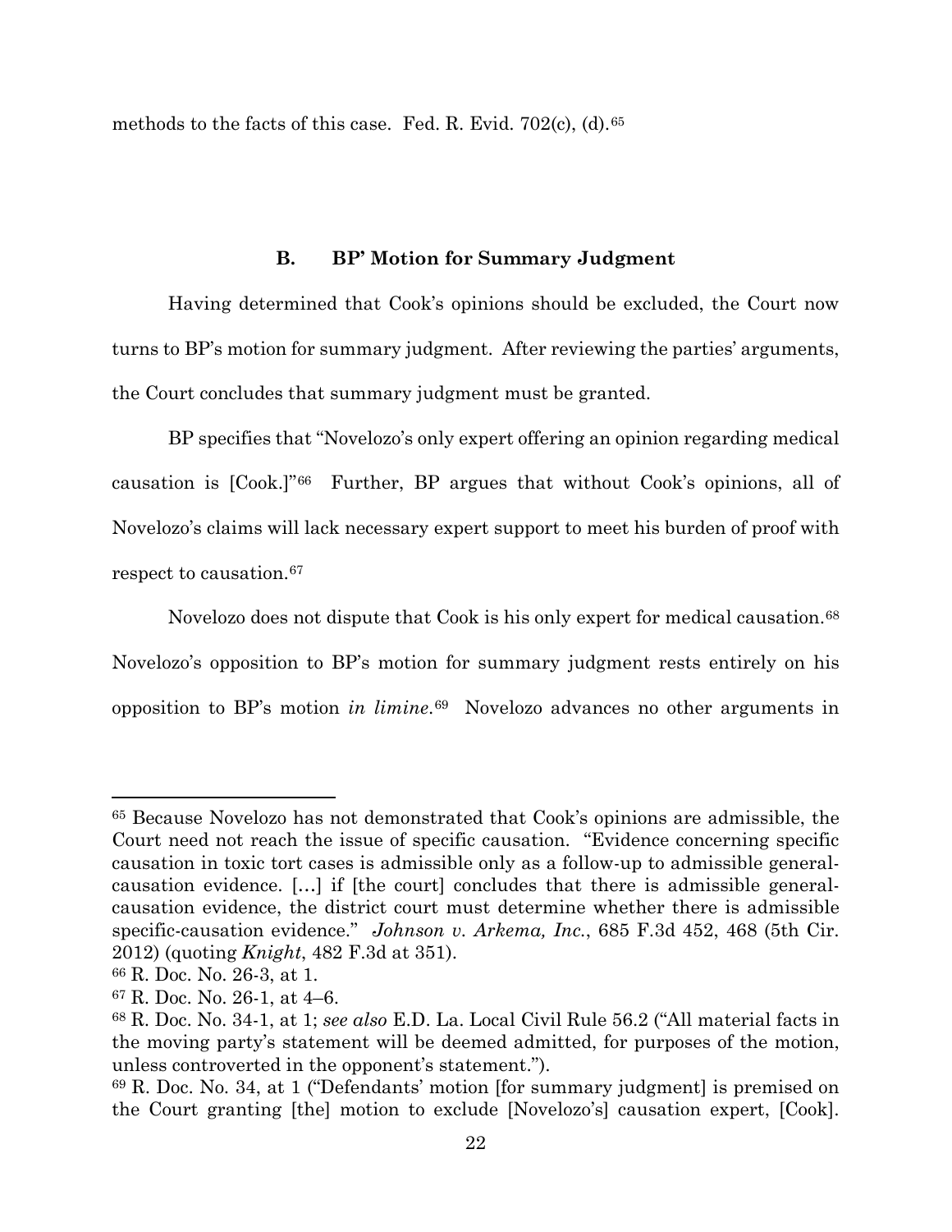methods to the facts of this case. Fed. R. Evid. 702(c), (d).[65]

### B. BP' Motion for Summary Judgment

Having determined that Cook's opinions should be excluded, the Court now turns to BP's motion for summary judgment. After reviewing the parties' arguments, the Court concludes that summary judgment must be granted.

BP specifies that "Novelozo's only expert offering an opinion regarding medical causation is [Cook.]"[66] Further, BP argues that without Cook's opinions, all of Novelozo's claims will lack necessary expert support to meet his burden of proof with respect to causation.[67]

Novelozo does not dispute that Cook is his only expert for medical causation.[68] Novelozo's opposition to BP's motion for summary judgment rests entirely on his opposition to BP's motion *in limine*.[69] Novelozo advances no other arguments in

---

[65] Because Novelozo has not demonstrated that Cook's opinions are admissible, the Court need not reach the issue of specific causation. "Evidence concerning specific causation in toxic tort cases is admissible only as a follow-up to admissible general-causation evidence. […] if [the court] concludes that there is admissible general-causation evidence, the district court must determine whether there is admissible specific-causation evidence." *Johnson v. Arkema, Inc.*, 685 F.3d 452, 468 (5th Cir. 2012) (quoting *Knight*, 482 F.3d at 351).

[66] R. Doc. No. 26-3, at 1.

[67] R. Doc. No. 26-1, at 4–6.

[68] R. Doc. No. 34-1, at 1; *see also* E.D. La. Local Civil Rule 56.2 ("All material facts in the moving party's statement will be deemed admitted, for purposes of the motion, unless controverted in the opponent's statement.").

[69] R. Doc. No. 34, at 1 ("Defendants' motion [for summary judgment] is premised on the Court granting [the] motion to exclude [Novelozo's] causation expert, [Cook].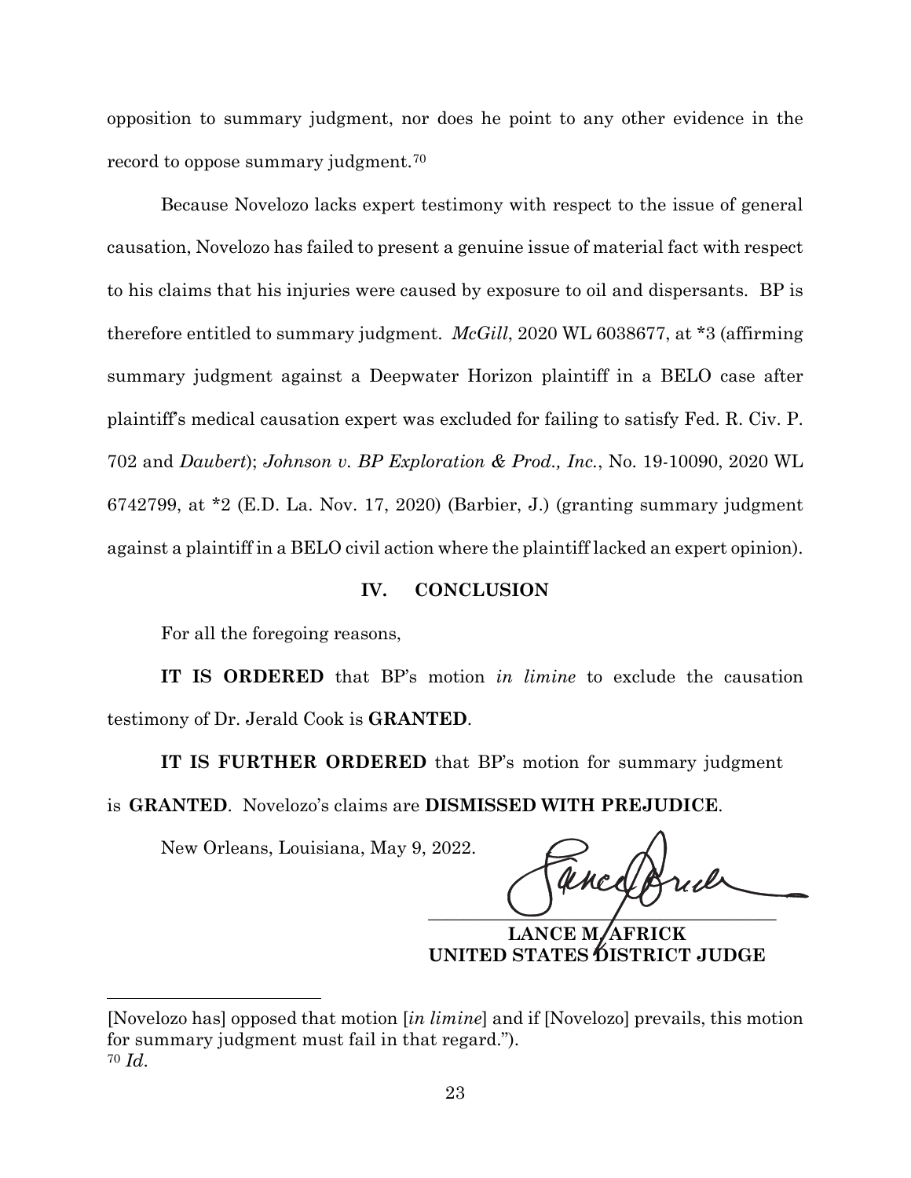opposition to summary judgment, nor does he point to any other evidence in the record to oppose summary judgment.[70]

Because Novelozo lacks expert testimony with respect to the issue of general causation, Novelozo has failed to present a genuine issue of material fact with respect to his claims that his injuries were caused by exposure to oil and dispersants. BP is therefore entitled to summary judgment. *McGill*, 2020 WL 6038677, at *3 (affirming summary judgment against a Deepwater Horizon plaintiff in a BELO case after plaintiff's medical causation expert was excluded for failing to satisfy Fed. R. Civ. P. 702 and *Daubert*); *Johnson v. BP Exploration & Prod., Inc.*, No. 19-10090, 2020 WL 6742799, at *2 (E.D. La. Nov. 17, 2020) (Barbier, J.) (granting summary judgment against a plaintiff in a BELO civil action where the plaintiff lacked an expert opinion).

## IV. CONCLUSION

For all the foregoing reasons,

**IT IS ORDERED** that BP's motion *in limine* to exclude the causation testimony of Dr. Jerald Cook is **GRANTED**.

**IT IS FURTHER ORDERED** that BP's motion for summary judgment is **GRANTED**. Novelozo's claims are **DISMISSED WITH PREJUDICE**.

New Orleans, Louisiana, May 9, 2022.

**LANCE M. AFRICK**
**UNITED STATES DISTRICT JUDGE**

---

[Novelozo has] opposed that motion [*in limine*] and if [Novelozo] prevails, this motion for summary judgment must fail in that regard.").

[70] *Id.*